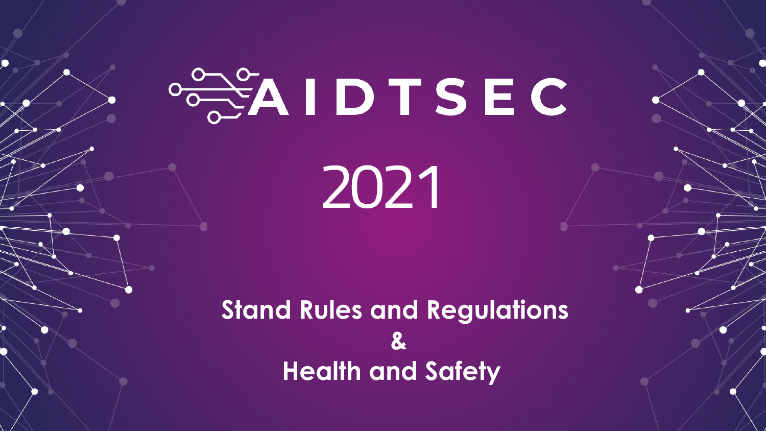# AIDTSEC

# 2021

## Stand Rules and Regulations
## &
## Health and Safety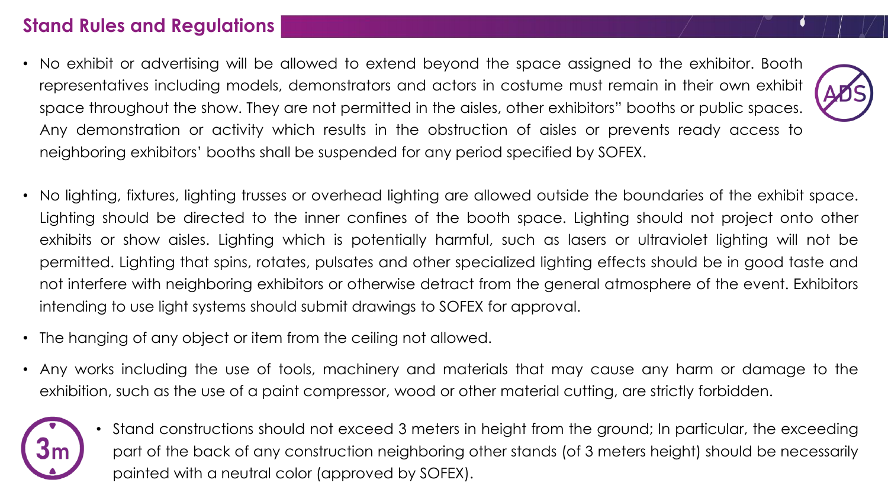## Stand Rules and Regulations

- No exhibit or advertising will be allowed to extend beyond the space assigned to the exhibitor. Booth representatives including models, demonstrators and actors in costume must remain in their own exhibit space throughout the show. They are not permitted in the aisles, other exhibitors" booths or public spaces. Any demonstration or activity which results in the obstruction of aisles or prevents ready access to neighboring exhibitors' booths shall be suspended for any period specified by SOFEX.

- No lighting, fixtures, lighting trusses or overhead lighting are allowed outside the boundaries of the exhibit space. Lighting should be directed to the inner confines of the booth space. Lighting should not project onto other exhibits or show aisles. Lighting which is potentially harmful, such as lasers or ultraviolet lighting will not be permitted. Lighting that spins, rotates, pulsates and other specialized lighting effects should be in good taste and not interfere with neighboring exhibitors or otherwise detract from the general atmosphere of the event. Exhibitors intending to use light systems should submit drawings to SOFEX for approval.

- The hanging of any object or item from the ceiling not allowed.

- Any works including the use of tools, machinery and materials that may cause any harm or damage to the exhibition, such as the use of a paint compressor, wood or other material cutting, are strictly forbidden.

- Stand constructions should not exceed 3 meters in height from the ground; In particular, the exceeding part of the back of any construction neighboring other stands (of 3 meters height) should be necessarily painted with a neutral color (approved by SOFEX).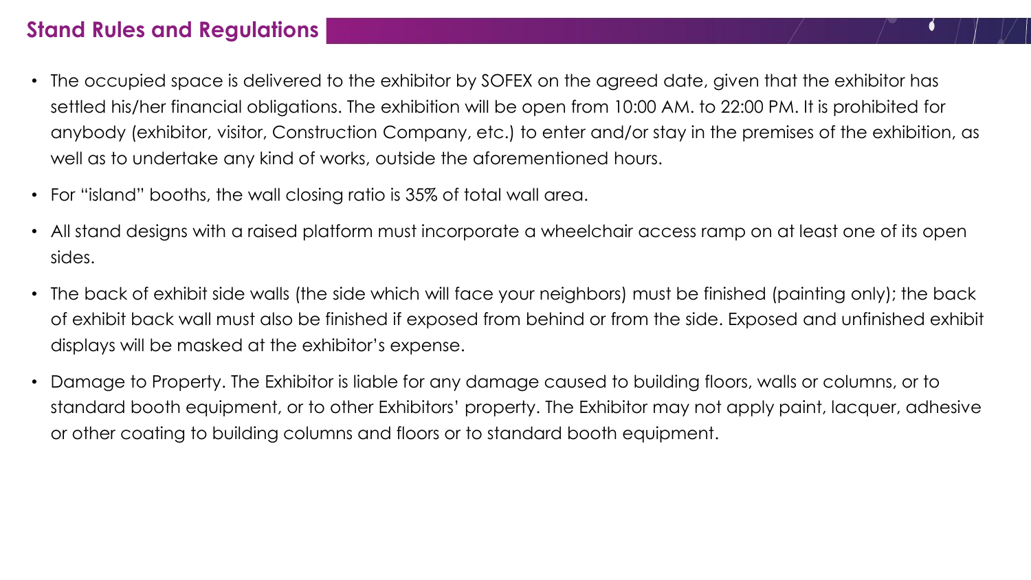## Stand Rules and Regulations

- The occupied space is delivered to the exhibitor by SOFEX on the agreed date, given that the exhibitor has settled his/her financial obligations. The exhibition will be open from 10:00 AM. to 22:00 PM. It is prohibited for anybody (exhibitor, visitor, Construction Company, etc.) to enter and/or stay in the premises of the exhibition, as well as to undertake any kind of works, outside the aforementioned hours.
- For "island" booths, the wall closing ratio is 35% of total wall area.
- All stand designs with a raised platform must incorporate a wheelchair access ramp on at least one of its open sides.
- The back of exhibit side walls (the side which will face your neighbors) must be finished (painting only); the back of exhibit back wall must also be finished if exposed from behind or from the side. Exposed and unfinished exhibit displays will be masked at the exhibitor's expense.
- Damage to Property. The Exhibitor is liable for any damage caused to building floors, walls or columns, or to standard booth equipment, or to other Exhibitors' property. The Exhibitor may not apply paint, lacquer, adhesive or other coating to building columns and floors or to standard booth equipment.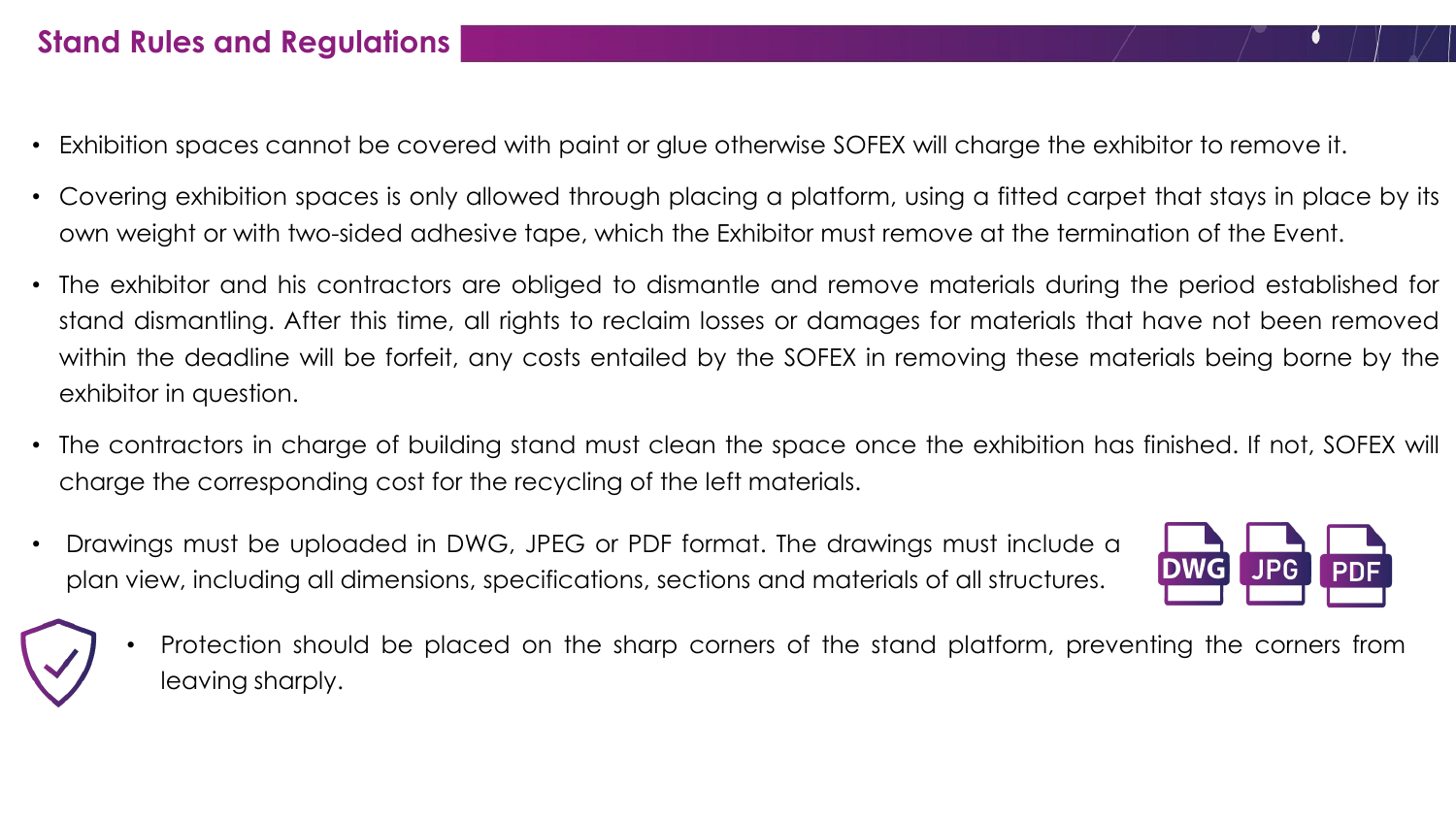## Stand Rules and Regulations

- Exhibition spaces cannot be covered with paint or glue otherwise SOFEX will charge the exhibitor to remove it.
- Covering exhibition spaces is only allowed through placing a platform, using a fitted carpet that stays in place by its own weight or with two-sided adhesive tape, which the Exhibitor must remove at the termination of the Event.
- The exhibitor and his contractors are obliged to dismantle and remove materials during the period established for stand dismantling. After this time, all rights to reclaim losses or damages for materials that have not been removed within the deadline will be forfeit, any costs entailed by the SOFEX in removing these materials being borne by the exhibitor in question.
- The contractors in charge of building stand must clean the space once the exhibition has finished. If not, SOFEX will charge the corresponding cost for the recycling of the left materials.
- Drawings must be uploaded in DWG, JPEG or PDF format. The drawings must include a plan view, including all dimensions, specifications, sections and materials of all structures.
- Protection should be placed on the sharp corners of the stand platform, preventing the corners from leaving sharply.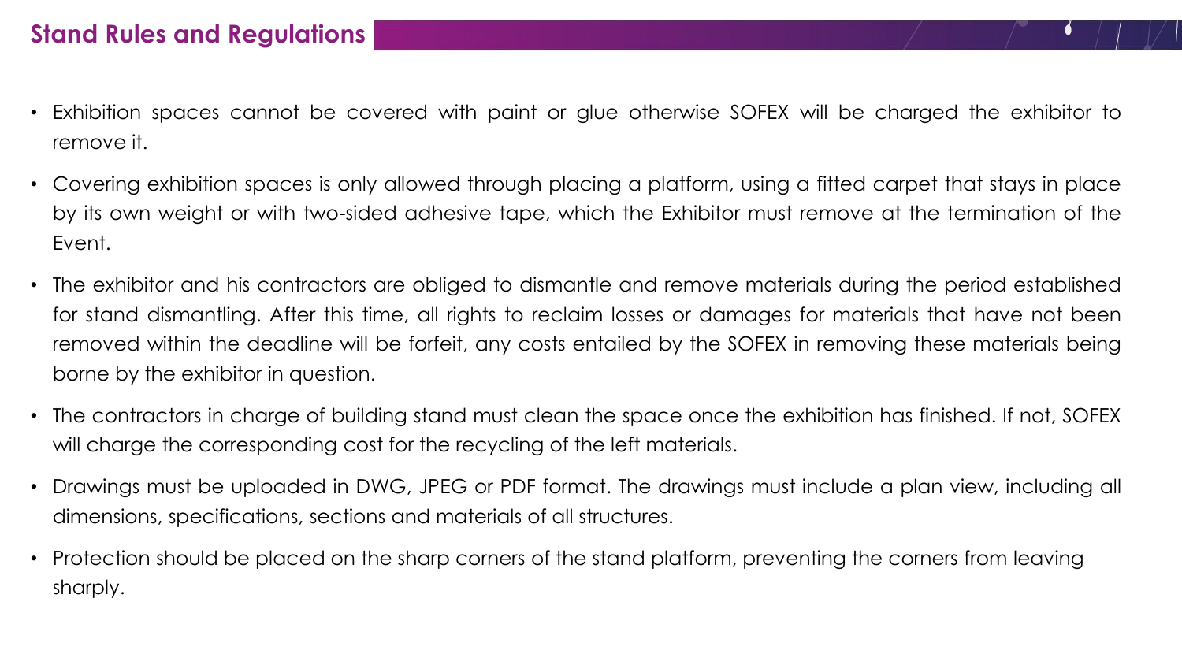## Stand Rules and Regulations

- Exhibition spaces cannot be covered with paint or glue otherwise SOFEX will be charged the exhibitor to remove it.
- Covering exhibition spaces is only allowed through placing a platform, using a fitted carpet that stays in place by its own weight or with two-sided adhesive tape, which the Exhibitor must remove at the termination of the Event.
- The exhibitor and his contractors are obliged to dismantle and remove materials during the period established for stand dismantling. After this time, all rights to reclaim losses or damages for materials that have not been removed within the deadline will be forfeit, any costs entailed by the SOFEX in removing these materials being borne by the exhibitor in question.
- The contractors in charge of building stand must clean the space once the exhibition has finished. If not, SOFEX will charge the corresponding cost for the recycling of the left materials.
- Drawings must be uploaded in DWG, JPEG or PDF format. The drawings must include a plan view, including all dimensions, specifications, sections and materials of all structures.
- Protection should be placed on the sharp corners of the stand platform, preventing the corners from leaving sharply.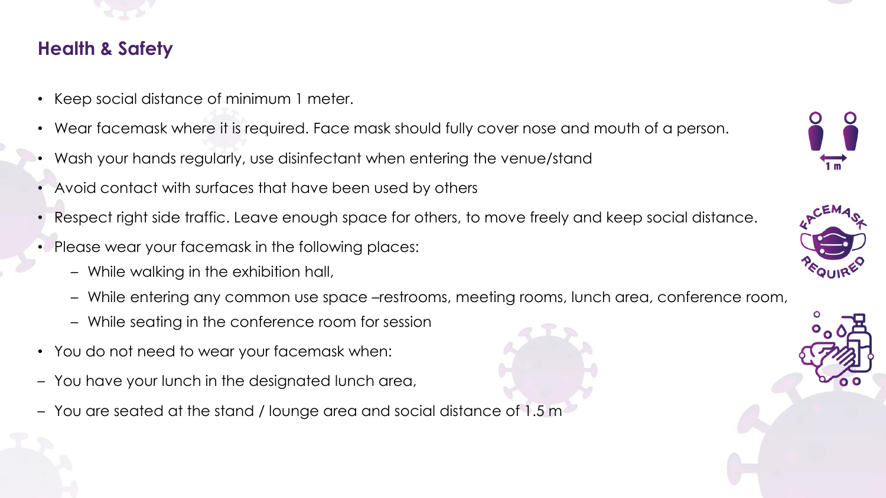## Health & Safety

- Keep social distance of minimum 1 meter.
- Wear facemask where it is required. Face mask should fully cover nose and mouth of a person.
- Wash your hands regularly, use disinfectant when entering the venue/stand
- Avoid contact with surfaces that have been used by others
- Respect right side traffic. Leave enough space for others, to move freely and keep social distance.
- Please wear your facemask in the following places:
  - While walking in the exhibition hall,
  - While entering any common use space –restrooms, meeting rooms, lunch area, conference room,
  - While seating in the conference room for session
- You do not need to wear your facemask when:

– You have your lunch in the designated lunch area,

– You are seated at the stand / lounge area and social distance of 1.5 m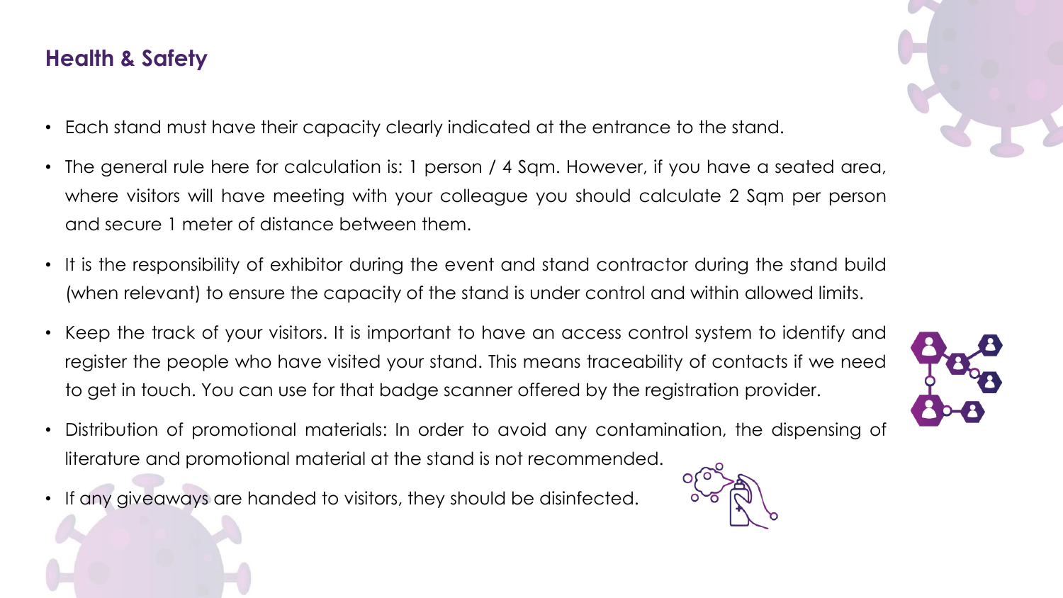## Health & Safety

- Each stand must have their capacity clearly indicated at the entrance to the stand.
- The general rule here for calculation is: 1 person / 4 Sqm. However, if you have a seated area, where visitors will have meeting with your colleague you should calculate 2 Sqm per person and secure 1 meter of distance between them.
- It is the responsibility of exhibitor during the event and stand contractor during the stand build (when relevant) to ensure the capacity of the stand is under control and within allowed limits.
- Keep the track of your visitors. It is important to have an access control system to identify and register the people who have visited your stand. This means traceability of contacts if we need to get in touch. You can use for that badge scanner offered by the registration provider.
- Distribution of promotional materials: In order to avoid any contamination, the dispensing of literature and promotional material at the stand is not recommended.
- If any giveaways are handed to visitors, they should be disinfected.